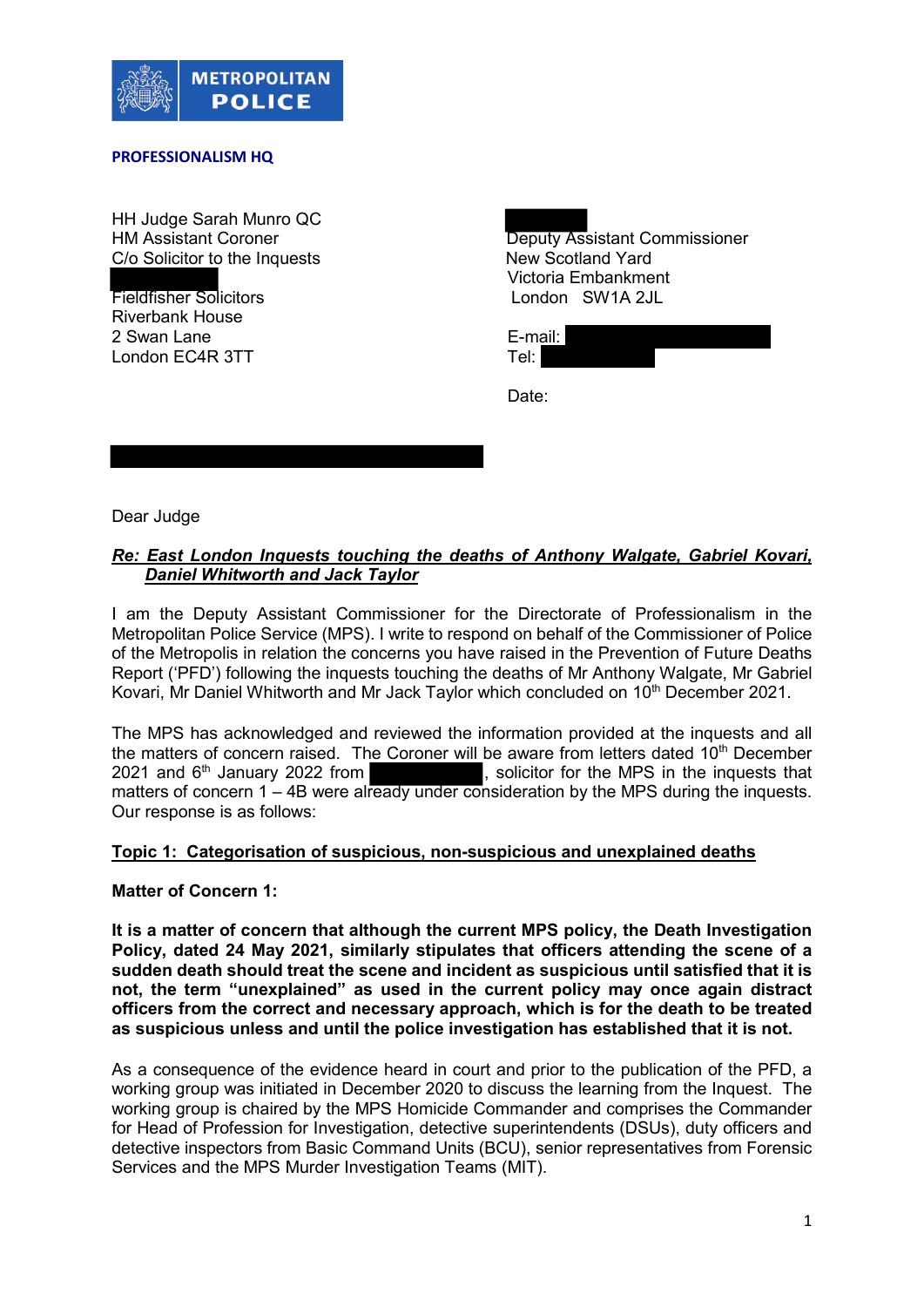METROPOLITAN POLICE

**PROFESSIONALISM HQ**

HH Judge Sarah Munro QC
HM Assistant Coroner
C/o Solicitor to the Inquests

Fieldfisher Solicitors
Riverbank House
2 Swan Lane
London EC4R 3TT

Deputy Assistant Commissioner
New Scotland Yard
Victoria Embankment
London SW1A 2JL

E-mail:
Tel:

Date:

Dear Judge

***Re: East London Inquests touching the deaths of Anthony Walgate, Gabriel Kovari, Daniel Whitworth and Jack Taylor***

I am the Deputy Assistant Commissioner for the Directorate of Professionalism in the Metropolitan Police Service (MPS). I write to respond on behalf of the Commissioner of Police of the Metropolis in relation the concerns you have raised in the Prevention of Future Deaths Report ('PFD') following the inquests touching the deaths of Mr Anthony Walgate, Mr Gabriel Kovari, Mr Daniel Whitworth and Mr Jack Taylor which concluded on 10th December 2021.

The MPS has acknowledged and reviewed the information provided at the inquests and all the matters of concern raised. The Coroner will be aware from letters dated 10th December 2021 and 6th January 2022 from , solicitor for the MPS in the inquests that matters of concern 1 – 4B were already under consideration by the MPS during the inquests. Our response is as follows:

**Topic 1: Categorisation of suspicious, non-suspicious and unexplained deaths**

**Matter of Concern 1:**

**It is a matter of concern that although the current MPS policy, the Death Investigation Policy, dated 24 May 2021, similarly stipulates that officers attending the scene of a sudden death should treat the scene and incident as suspicious until satisfied that it is not, the term "unexplained" as used in the current policy may once again distract officers from the correct and necessary approach, which is for the death to be treated as suspicious unless and until the police investigation has established that it is not.**

As a consequence of the evidence heard in court and prior to the publication of the PFD, a working group was initiated in December 2020 to discuss the learning from the Inquest. The working group is chaired by the MPS Homicide Commander and comprises the Commander for Head of Profession for Investigation, detective superintendents (DSUs), duty officers and detective inspectors from Basic Command Units (BCU), senior representatives from Forensic Services and the MPS Murder Investigation Teams (MIT).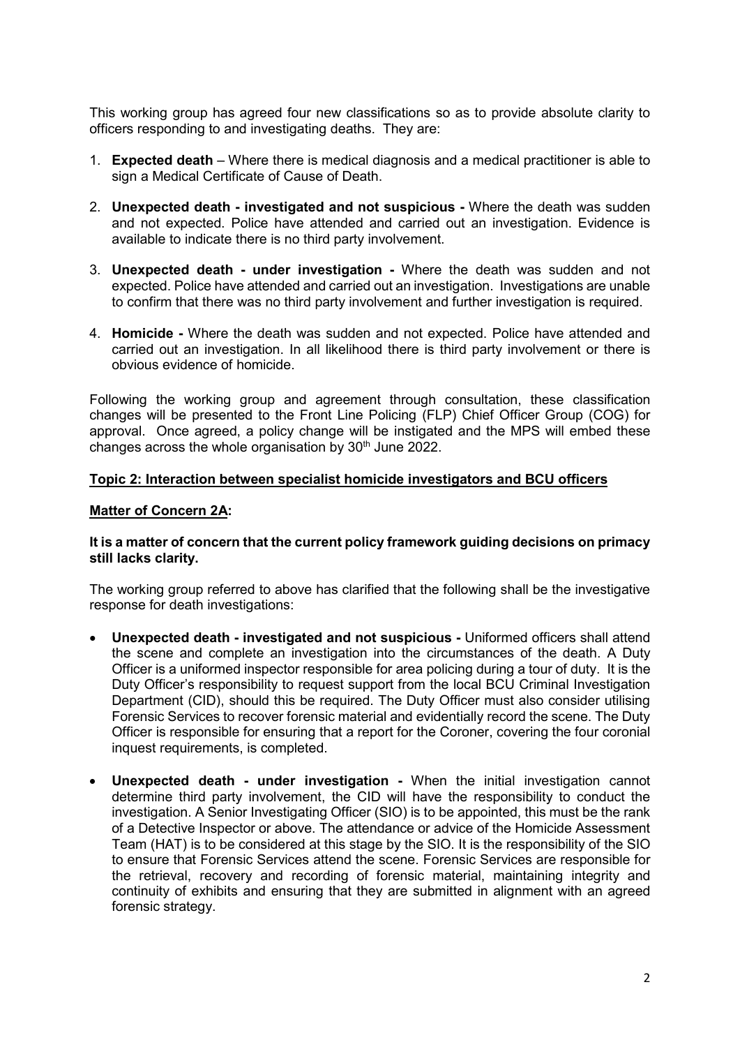This working group has agreed four new classifications so as to provide absolute clarity to officers responding to and investigating deaths. They are:

1. **Expected death** – Where there is medical diagnosis and a medical practitioner is able to sign a Medical Certificate of Cause of Death.
2. **Unexpected death - investigated and not suspicious -** Where the death was sudden and not expected. Police have attended and carried out an investigation. Evidence is available to indicate there is no third party involvement.
3. **Unexpected death - under investigation -** Where the death was sudden and not expected. Police have attended and carried out an investigation. Investigations are unable to confirm that there was no third party involvement and further investigation is required.
4. **Homicide -** Where the death was sudden and not expected. Police have attended and carried out an investigation. In all likelihood there is third party involvement or there is obvious evidence of homicide.

Following the working group and agreement through consultation, these classification changes will be presented to the Front Line Policing (FLP) Chief Officer Group (COG) for approval. Once agreed, a policy change will be instigated and the MPS will embed these changes across the whole organisation by 30th June 2022.

**Topic 2: Interaction between specialist homicide investigators and BCU officers**

**Matter of Concern 2A:**

**It is a matter of concern that the current policy framework guiding decisions on primacy still lacks clarity.**

The working group referred to above has clarified that the following shall be the investigative response for death investigations:

- **Unexpected death - investigated and not suspicious -** Uniformed officers shall attend the scene and complete an investigation into the circumstances of the death. A Duty Officer is a uniformed inspector responsible for area policing during a tour of duty. It is the Duty Officer's responsibility to request support from the local BCU Criminal Investigation Department (CID), should this be required. The Duty Officer must also consider utilising Forensic Services to recover forensic material and evidentially record the scene. The Duty Officer is responsible for ensuring that a report for the Coroner, covering the four coronial inquest requirements, is completed.
- **Unexpected death - under investigation -** When the initial investigation cannot determine third party involvement, the CID will have the responsibility to conduct the investigation. A Senior Investigating Officer (SIO) is to be appointed, this must be the rank of a Detective Inspector or above. The attendance or advice of the Homicide Assessment Team (HAT) is to be considered at this stage by the SIO. It is the responsibility of the SIO to ensure that Forensic Services attend the scene. Forensic Services are responsible for the retrieval, recovery and recording of forensic material, maintaining integrity and continuity of exhibits and ensuring that they are submitted in alignment with an agreed forensic strategy.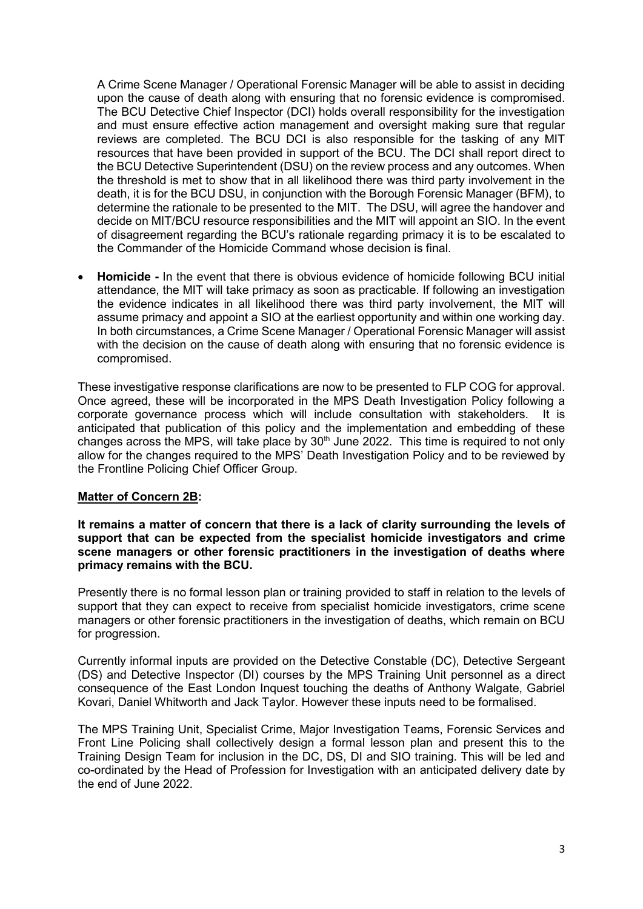A Crime Scene Manager / Operational Forensic Manager will be able to assist in deciding upon the cause of death along with ensuring that no forensic evidence is compromised. The BCU Detective Chief Inspector (DCI) holds overall responsibility for the investigation and must ensure effective action management and oversight making sure that regular reviews are completed. The BCU DCI is also responsible for the tasking of any MIT resources that have been provided in support of the BCU. The DCI shall report direct to the BCU Detective Superintendent (DSU) on the review process and any outcomes. When the threshold is met to show that in all likelihood there was third party involvement in the death, it is for the BCU DSU, in conjunction with the Borough Forensic Manager (BFM), to determine the rationale to be presented to the MIT. The DSU, will agree the handover and decide on MIT/BCU resource responsibilities and the MIT will appoint an SIO. In the event of disagreement regarding the BCU's rationale regarding primacy it is to be escalated to the Commander of the Homicide Command whose decision is final.

- **Homicide -** In the event that there is obvious evidence of homicide following BCU initial attendance, the MIT will take primacy as soon as practicable. If following an investigation the evidence indicates in all likelihood there was third party involvement, the MIT will assume primacy and appoint a SIO at the earliest opportunity and within one working day. In both circumstances, a Crime Scene Manager / Operational Forensic Manager will assist with the decision on the cause of death along with ensuring that no forensic evidence is compromised.

These investigative response clarifications are now to be presented to FLP COG for approval. Once agreed, these will be incorporated in the MPS Death Investigation Policy following a corporate governance process which will include consultation with stakeholders. It is anticipated that publication of this policy and the implementation and embedding of these changes across the MPS, will take place by 30th June 2022. This time is required to not only allow for the changes required to the MPS' Death Investigation Policy and to be reviewed by the Frontline Policing Chief Officer Group.

**Matter of Concern 2B:**

**It remains a matter of concern that there is a lack of clarity surrounding the levels of support that can be expected from the specialist homicide investigators and crime scene managers or other forensic practitioners in the investigation of deaths where primacy remains with the BCU.**

Presently there is no formal lesson plan or training provided to staff in relation to the levels of support that they can expect to receive from specialist homicide investigators, crime scene managers or other forensic practitioners in the investigation of deaths, which remain on BCU for progression.

Currently informal inputs are provided on the Detective Constable (DC), Detective Sergeant (DS) and Detective Inspector (DI) courses by the MPS Training Unit personnel as a direct consequence of the East London Inquest touching the deaths of Anthony Walgate, Gabriel Kovari, Daniel Whitworth and Jack Taylor. However these inputs need to be formalised.

The MPS Training Unit, Specialist Crime, Major Investigation Teams, Forensic Services and Front Line Policing shall collectively design a formal lesson plan and present this to the Training Design Team for inclusion in the DC, DS, DI and SIO training. This will be led and co-ordinated by the Head of Profession for Investigation with an anticipated delivery date by the end of June 2022.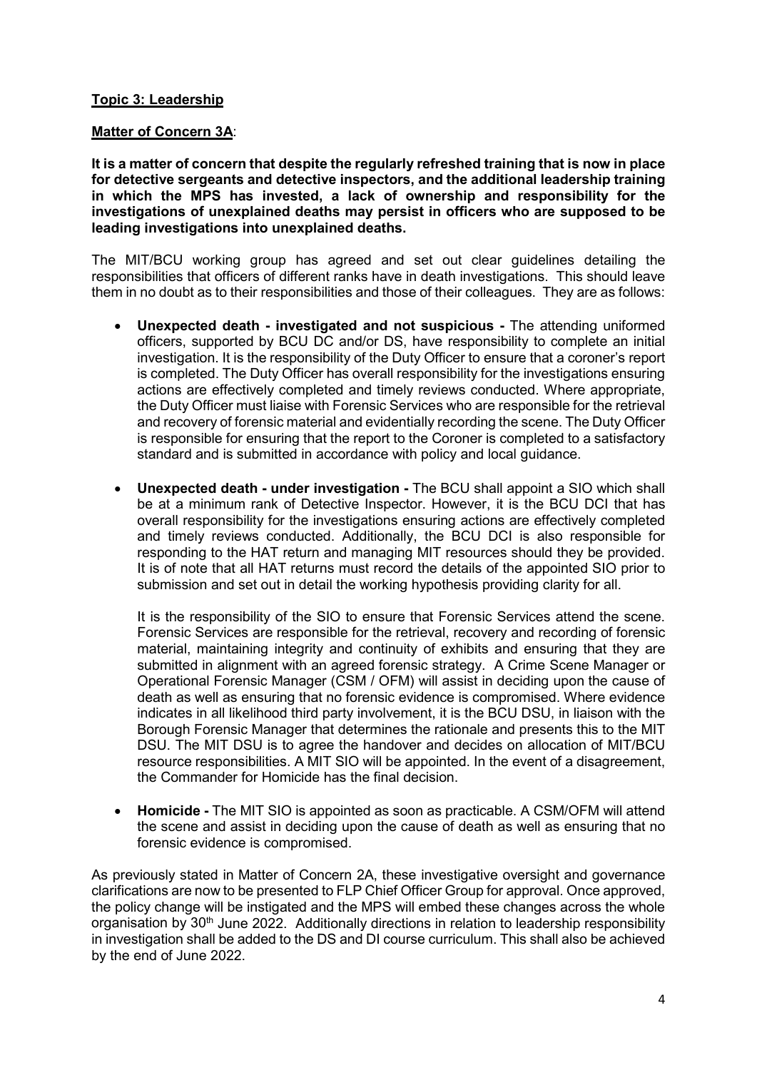**Topic 3: Leadership**

**Matter of Concern 3A**:

**It is a matter of concern that despite the regularly refreshed training that is now in place for detective sergeants and detective inspectors, and the additional leadership training in which the MPS has invested, a lack of ownership and responsibility for the investigations of unexplained deaths may persist in officers who are supposed to be leading investigations into unexplained deaths.**

The MIT/BCU working group has agreed and set out clear guidelines detailing the responsibilities that officers of different ranks have in death investigations. This should leave them in no doubt as to their responsibilities and those of their colleagues. They are as follows:

- **Unexpected death - investigated and not suspicious -** The attending uniformed officers, supported by BCU DC and/or DS, have responsibility to complete an initial investigation. It is the responsibility of the Duty Officer to ensure that a coroner's report is completed. The Duty Officer has overall responsibility for the investigations ensuring actions are effectively completed and timely reviews conducted. Where appropriate, the Duty Officer must liaise with Forensic Services who are responsible for the retrieval and recovery of forensic material and evidentially recording the scene. The Duty Officer is responsible for ensuring that the report to the Coroner is completed to a satisfactory standard and is submitted in accordance with policy and local guidance.

- **Unexpected death - under investigation -** The BCU shall appoint a SIO which shall be at a minimum rank of Detective Inspector. However, it is the BCU DCI that has overall responsibility for the investigations ensuring actions are effectively completed and timely reviews conducted. Additionally, the BCU DCI is also responsible for responding to the HAT return and managing MIT resources should they be provided. It is of note that all HAT returns must record the details of the appointed SIO prior to submission and set out in detail the working hypothesis providing clarity for all.

  It is the responsibility of the SIO to ensure that Forensic Services attend the scene. Forensic Services are responsible for the retrieval, recovery and recording of forensic material, maintaining integrity and continuity of exhibits and ensuring that they are submitted in alignment with an agreed forensic strategy. A Crime Scene Manager or Operational Forensic Manager (CSM / OFM) will assist in deciding upon the cause of death as well as ensuring that no forensic evidence is compromised. Where evidence indicates in all likelihood third party involvement, it is the BCU DSU, in liaison with the Borough Forensic Manager that determines the rationale and presents this to the MIT DSU. The MIT DSU is to agree the handover and decides on allocation of MIT/BCU resource responsibilities. A MIT SIO will be appointed. In the event of a disagreement, the Commander for Homicide has the final decision.

- **Homicide -** The MIT SIO is appointed as soon as practicable. A CSM/OFM will attend the scene and assist in deciding upon the cause of death as well as ensuring that no forensic evidence is compromised.

As previously stated in Matter of Concern 2A, these investigative oversight and governance clarifications are now to be presented to FLP Chief Officer Group for approval. Once approved, the policy change will be instigated and the MPS will embed these changes across the whole organisation by 30th June 2022. Additionally directions in relation to leadership responsibility in investigation shall be added to the DS and DI course curriculum. This shall also be achieved by the end of June 2022.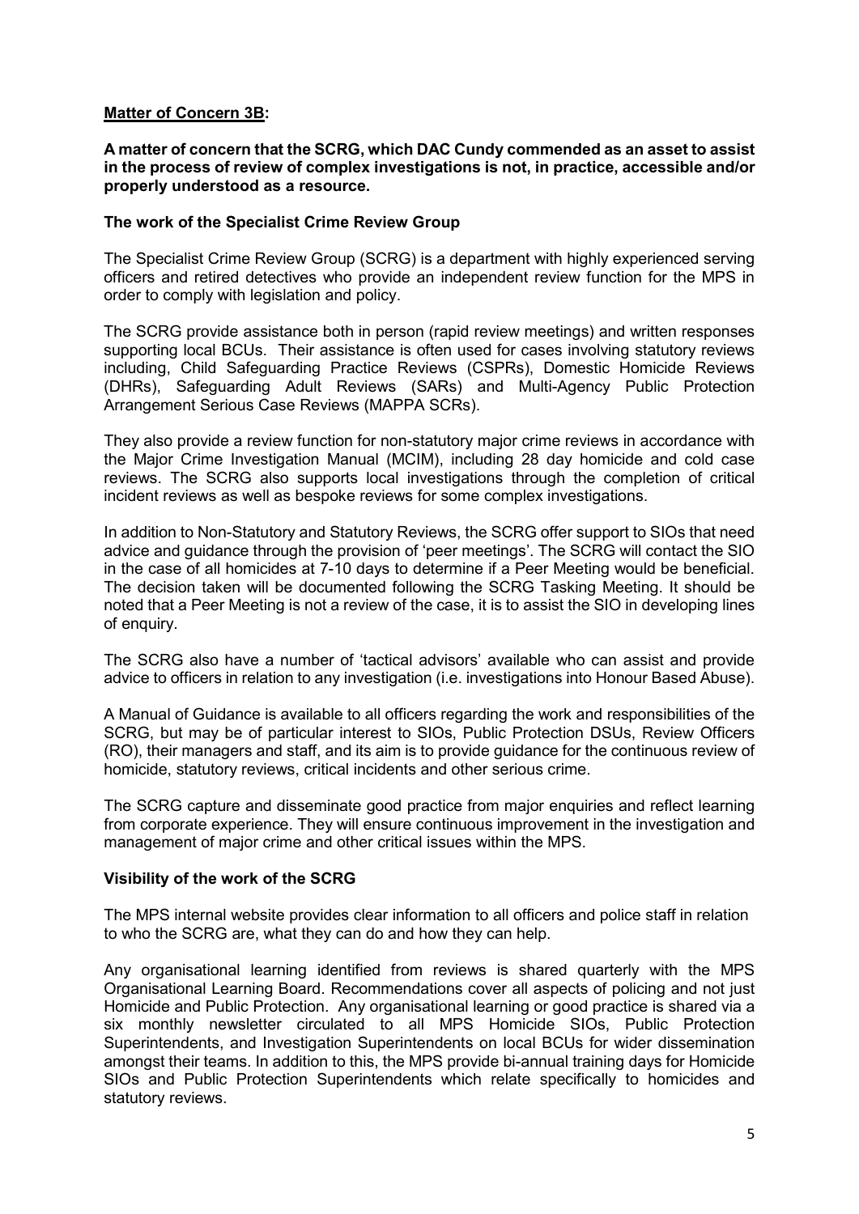**Matter of Concern 3B:**

**A matter of concern that the SCRG, which DAC Cundy commended as an asset to assist in the process of review of complex investigations is not, in practice, accessible and/or properly understood as a resource.**

**The work of the Specialist Crime Review Group**

The Specialist Crime Review Group (SCRG) is a department with highly experienced serving officers and retired detectives who provide an independent review function for the MPS in order to comply with legislation and policy.

The SCRG provide assistance both in person (rapid review meetings) and written responses supporting local BCUs. Their assistance is often used for cases involving statutory reviews including, Child Safeguarding Practice Reviews (CSPRs), Domestic Homicide Reviews (DHRs), Safeguarding Adult Reviews (SARs) and Multi-Agency Public Protection Arrangement Serious Case Reviews (MAPPA SCRs).

They also provide a review function for non-statutory major crime reviews in accordance with the Major Crime Investigation Manual (MCIM), including 28 day homicide and cold case reviews. The SCRG also supports local investigations through the completion of critical incident reviews as well as bespoke reviews for some complex investigations.

In addition to Non-Statutory and Statutory Reviews, the SCRG offer support to SIOs that need advice and guidance through the provision of 'peer meetings'. The SCRG will contact the SIO in the case of all homicides at 7-10 days to determine if a Peer Meeting would be beneficial. The decision taken will be documented following the SCRG Tasking Meeting. It should be noted that a Peer Meeting is not a review of the case, it is to assist the SIO in developing lines of enquiry.

The SCRG also have a number of 'tactical advisors' available who can assist and provide advice to officers in relation to any investigation (i.e. investigations into Honour Based Abuse).

A Manual of Guidance is available to all officers regarding the work and responsibilities of the SCRG, but may be of particular interest to SIOs, Public Protection DSUs, Review Officers (RO), their managers and staff, and its aim is to provide guidance for the continuous review of homicide, statutory reviews, critical incidents and other serious crime.

The SCRG capture and disseminate good practice from major enquiries and reflect learning from corporate experience. They will ensure continuous improvement in the investigation and management of major crime and other critical issues within the MPS.

**Visibility of the work of the SCRG**

The MPS internal website provides clear information to all officers and police staff in relation to who the SCRG are, what they can do and how they can help.

Any organisational learning identified from reviews is shared quarterly with the MPS Organisational Learning Board. Recommendations cover all aspects of policing and not just Homicide and Public Protection. Any organisational learning or good practice is shared via a six monthly newsletter circulated to all MPS Homicide SIOs, Public Protection Superintendents, and Investigation Superintendents on local BCUs for wider dissemination amongst their teams. In addition to this, the MPS provide bi-annual training days for Homicide SIOs and Public Protection Superintendents which relate specifically to homicides and statutory reviews.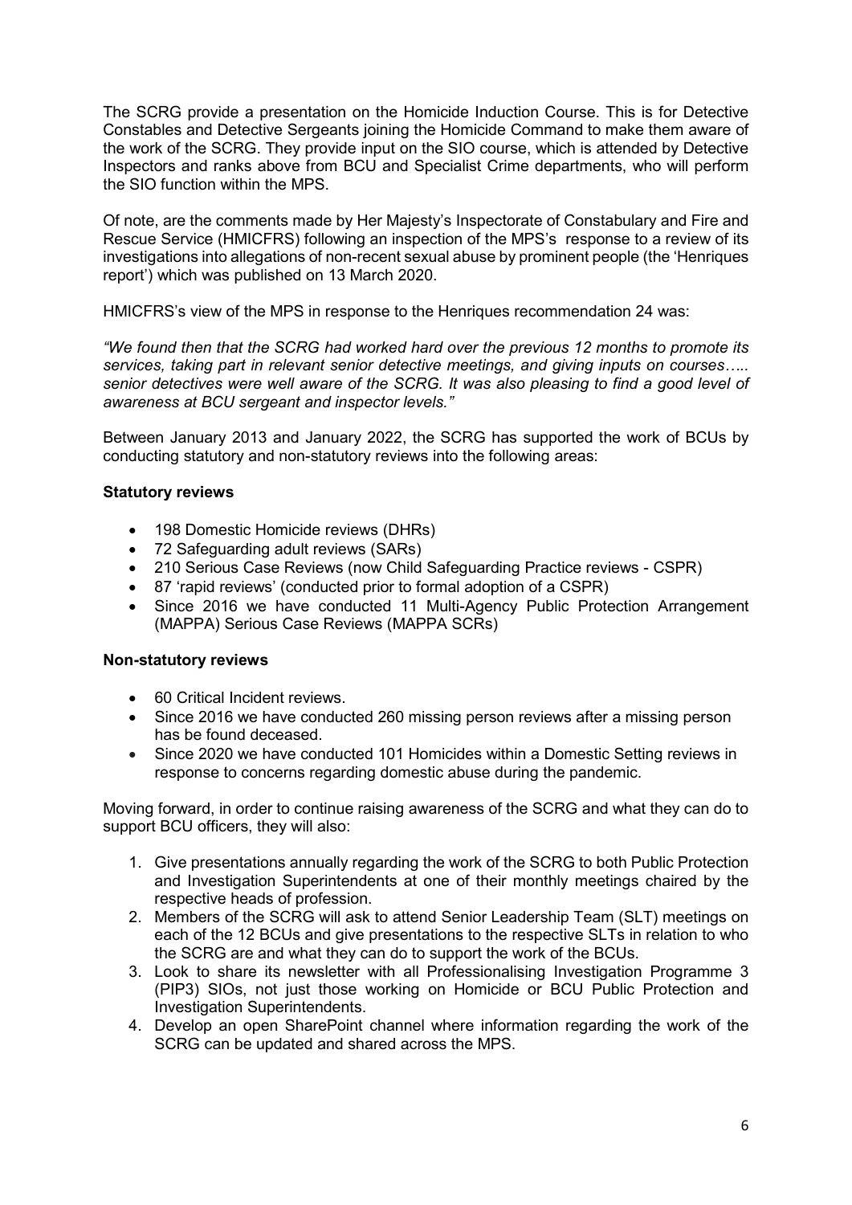The SCRG provide a presentation on the Homicide Induction Course. This is for Detective Constables and Detective Sergeants joining the Homicide Command to make them aware of the work of the SCRG. They provide input on the SIO course, which is attended by Detective Inspectors and ranks above from BCU and Specialist Crime departments, who will perform the SIO function within the MPS.

Of note, are the comments made by Her Majesty's Inspectorate of Constabulary and Fire and Rescue Service (HMICFRS) following an inspection of the MPS's response to a review of its investigations into allegations of non-recent sexual abuse by prominent people (the 'Henriques report') which was published on 13 March 2020.

HMICFRS's view of the MPS in response to the Henriques recommendation 24 was:

*"We found then that the SCRG had worked hard over the previous 12 months to promote its services, taking part in relevant senior detective meetings, and giving inputs on courses….. senior detectives were well aware of the SCRG. It was also pleasing to find a good level of awareness at BCU sergeant and inspector levels."*

Between January 2013 and January 2022, the SCRG has supported the work of BCUs by conducting statutory and non-statutory reviews into the following areas:

**Statutory reviews**

- 198 Domestic Homicide reviews (DHRs)
- 72 Safeguarding adult reviews (SARs)
- 210 Serious Case Reviews (now Child Safeguarding Practice reviews - CSPR)
- 87 'rapid reviews' (conducted prior to formal adoption of a CSPR)
- Since 2016 we have conducted 11 Multi-Agency Public Protection Arrangement (MAPPA) Serious Case Reviews (MAPPA SCRs)

**Non-statutory reviews**

- 60 Critical Incident reviews.
- Since 2016 we have conducted 260 missing person reviews after a missing person has be found deceased.
- Since 2020 we have conducted 101 Homicides within a Domestic Setting reviews in response to concerns regarding domestic abuse during the pandemic.

Moving forward, in order to continue raising awareness of the SCRG and what they can do to support BCU officers, they will also:

1. Give presentations annually regarding the work of the SCRG to both Public Protection and Investigation Superintendents at one of their monthly meetings chaired by the respective heads of profession.
2. Members of the SCRG will ask to attend Senior Leadership Team (SLT) meetings on each of the 12 BCUs and give presentations to the respective SLTs in relation to who the SCRG are and what they can do to support the work of the BCUs.
3. Look to share its newsletter with all Professionalising Investigation Programme 3 (PIP3) SIOs, not just those working on Homicide or BCU Public Protection and Investigation Superintendents.
4. Develop an open SharePoint channel where information regarding the work of the SCRG can be updated and shared across the MPS.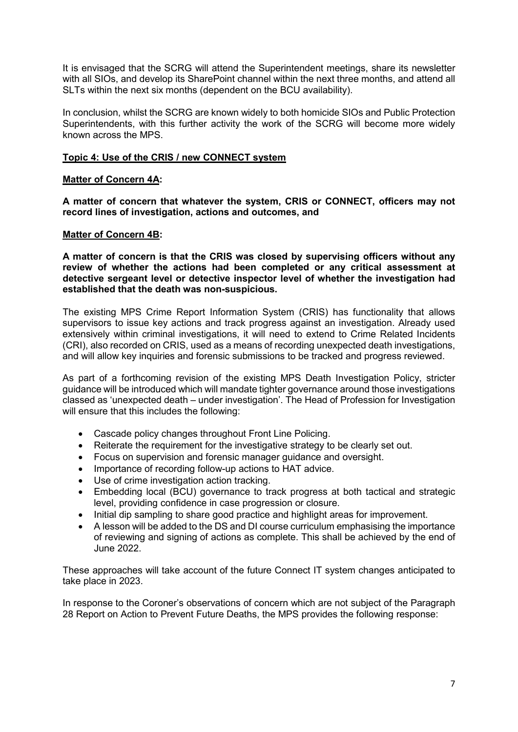It is envisaged that the SCRG will attend the Superintendent meetings, share its newsletter with all SIOs, and develop its SharePoint channel within the next three months, and attend all SLTs within the next six months (dependent on the BCU availability).

In conclusion, whilst the SCRG are known widely to both homicide SIOs and Public Protection Superintendents, with this further activity the work of the SCRG will become more widely known across the MPS.

**Topic 4: Use of the CRIS / new CONNECT system**

**Matter of Concern 4A:**

**A matter of concern that whatever the system, CRIS or CONNECT, officers may not record lines of investigation, actions and outcomes, and**

**Matter of Concern 4B:**

**A matter of concern is that the CRIS was closed by supervising officers without any review of whether the actions had been completed or any critical assessment at detective sergeant level or detective inspector level of whether the investigation had established that the death was non-suspicious.**

The existing MPS Crime Report Information System (CRIS) has functionality that allows supervisors to issue key actions and track progress against an investigation. Already used extensively within criminal investigations, it will need to extend to Crime Related Incidents (CRI), also recorded on CRIS, used as a means of recording unexpected death investigations, and will allow key inquiries and forensic submissions to be tracked and progress reviewed.

As part of a forthcoming revision of the existing MPS Death Investigation Policy, stricter guidance will be introduced which will mandate tighter governance around those investigations classed as 'unexpected death – under investigation'. The Head of Profession for Investigation will ensure that this includes the following:

- Cascade policy changes throughout Front Line Policing.
- Reiterate the requirement for the investigative strategy to be clearly set out.
- Focus on supervision and forensic manager guidance and oversight.
- Importance of recording follow-up actions to HAT advice.
- Use of crime investigation action tracking.
- Embedding local (BCU) governance to track progress at both tactical and strategic level, providing confidence in case progression or closure.
- Initial dip sampling to share good practice and highlight areas for improvement.
- A lesson will be added to the DS and DI course curriculum emphasising the importance of reviewing and signing of actions as complete. This shall be achieved by the end of June 2022.

These approaches will take account of the future Connect IT system changes anticipated to take place in 2023.

In response to the Coroner's observations of concern which are not subject of the Paragraph 28 Report on Action to Prevent Future Deaths, the MPS provides the following response: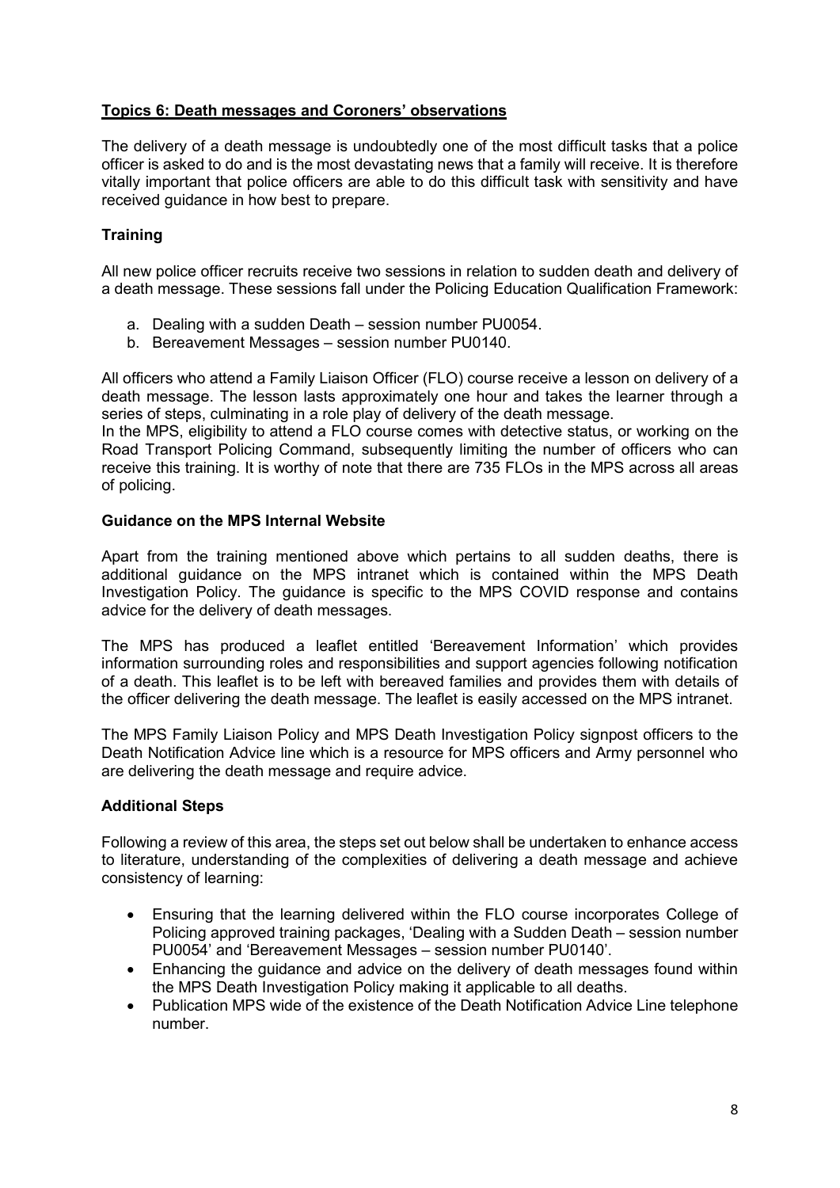## Topics 6: Death messages and Coroners' observations

The delivery of a death message is undoubtedly one of the most difficult tasks that a police officer is asked to do and is the most devastating news that a family will receive. It is therefore vitally important that police officers are able to do this difficult task with sensitivity and have received guidance in how best to prepare.

### Training

All new police officer recruits receive two sessions in relation to sudden death and delivery of a death message. These sessions fall under the Policing Education Qualification Framework:

a. Dealing with a sudden Death – session number PU0054.
b. Bereavement Messages – session number PU0140.

All officers who attend a Family Liaison Officer (FLO) course receive a lesson on delivery of a death message. The lesson lasts approximately one hour and takes the learner through a series of steps, culminating in a role play of delivery of the death message.
In the MPS, eligibility to attend a FLO course comes with detective status, or working on the Road Transport Policing Command, subsequently limiting the number of officers who can receive this training. It is worthy of note that there are 735 FLOs in the MPS across all areas of policing.

### Guidance on the MPS Internal Website

Apart from the training mentioned above which pertains to all sudden deaths, there is additional guidance on the MPS intranet which is contained within the MPS Death Investigation Policy. The guidance is specific to the MPS COVID response and contains advice for the delivery of death messages.

The MPS has produced a leaflet entitled 'Bereavement Information' which provides information surrounding roles and responsibilities and support agencies following notification of a death. This leaflet is to be left with bereaved families and provides them with details of the officer delivering the death message. The leaflet is easily accessed on the MPS intranet.

The MPS Family Liaison Policy and MPS Death Investigation Policy signpost officers to the Death Notification Advice line which is a resource for MPS officers and Army personnel who are delivering the death message and require advice.

### Additional Steps

Following a review of this area, the steps set out below shall be undertaken to enhance access to literature, understanding of the complexities of delivering a death message and achieve consistency of learning:

- Ensuring that the learning delivered within the FLO course incorporates College of Policing approved training packages, 'Dealing with a Sudden Death – session number PU0054' and 'Bereavement Messages – session number PU0140'.
- Enhancing the guidance and advice on the delivery of death messages found within the MPS Death Investigation Policy making it applicable to all deaths.
- Publication MPS wide of the existence of the Death Notification Advice Line telephone number.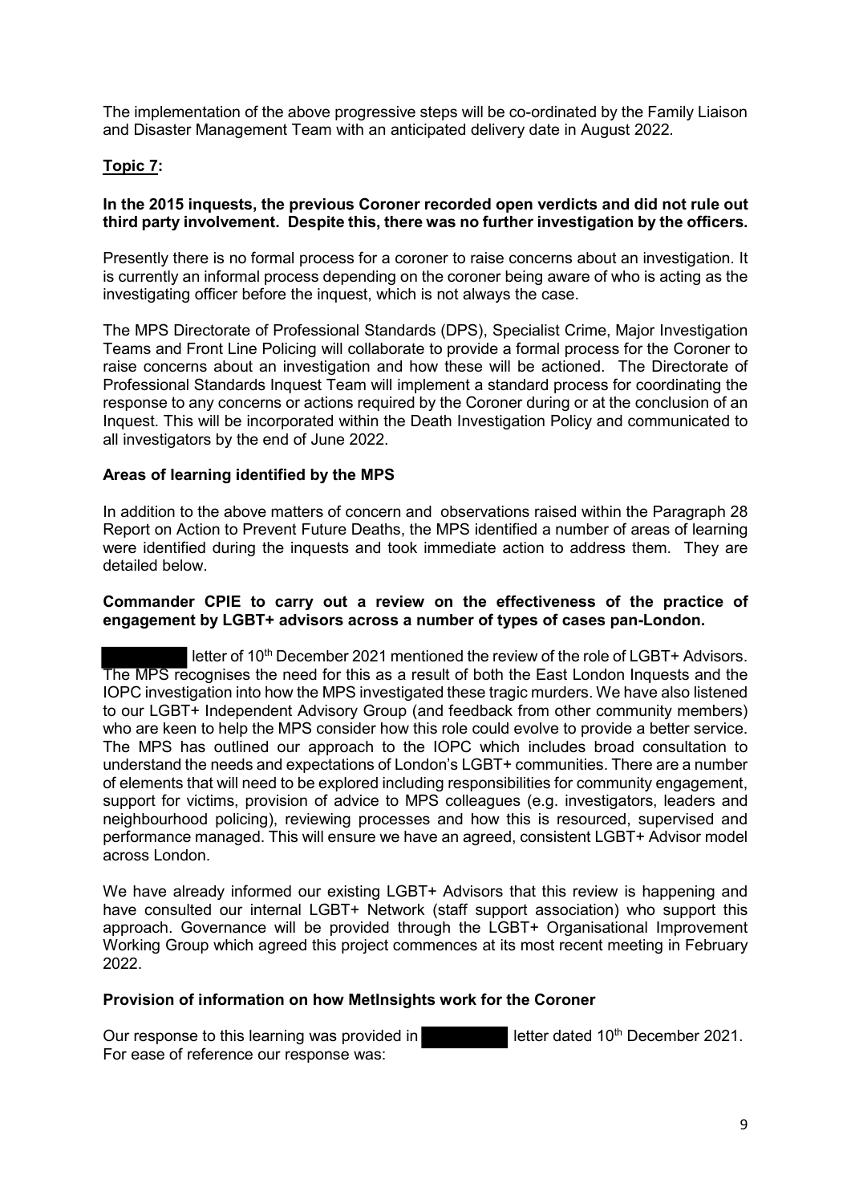The implementation of the above progressive steps will be co-ordinated by the Family Liaison and Disaster Management Team with an anticipated delivery date in August 2022.

**Topic 7:**

**In the 2015 inquests, the previous Coroner recorded open verdicts and did not rule out third party involvement. Despite this, there was no further investigation by the officers.**

Presently there is no formal process for a coroner to raise concerns about an investigation. It is currently an informal process depending on the coroner being aware of who is acting as the investigating officer before the inquest, which is not always the case.

The MPS Directorate of Professional Standards (DPS), Specialist Crime, Major Investigation Teams and Front Line Policing will collaborate to provide a formal process for the Coroner to raise concerns about an investigation and how these will be actioned. The Directorate of Professional Standards Inquest Team will implement a standard process for coordinating the response to any concerns or actions required by the Coroner during or at the conclusion of an Inquest. This will be incorporated within the Death Investigation Policy and communicated to all investigators by the end of June 2022.

**Areas of learning identified by the MPS**

In addition to the above matters of concern and observations raised within the Paragraph 28 Report on Action to Prevent Future Deaths, the MPS identified a number of areas of learning were identified during the inquests and took immediate action to address them. They are detailed below.

**Commander CPIE to carry out a review on the effectiveness of the practice of engagement by LGBT+ advisors across a number of types of cases pan-London.**

[REDACTED] letter of 10th December 2021 mentioned the review of the role of LGBT+ Advisors. The MPS recognises the need for this as a result of both the East London Inquests and the IOPC investigation into how the MPS investigated these tragic murders. We have also listened to our LGBT+ Independent Advisory Group (and feedback from other community members) who are keen to help the MPS consider how this role could evolve to provide a better service. The MPS has outlined our approach to the IOPC which includes broad consultation to understand the needs and expectations of London's LGBT+ communities. There are a number of elements that will need to be explored including responsibilities for community engagement, support for victims, provision of advice to MPS colleagues (e.g. investigators, leaders and neighbourhood policing), reviewing processes and how this is resourced, supervised and performance managed. This will ensure we have an agreed, consistent LGBT+ Advisor model across London.

We have already informed our existing LGBT+ Advisors that this review is happening and have consulted our internal LGBT+ Network (staff support association) who support this approach. Governance will be provided through the LGBT+ Organisational Improvement Working Group which agreed this project commences at its most recent meeting in February 2022.

**Provision of information on how MetInsights work for the Coroner**

Our response to this learning was provided in [REDACTED] letter dated 10th December 2021. For ease of reference our response was: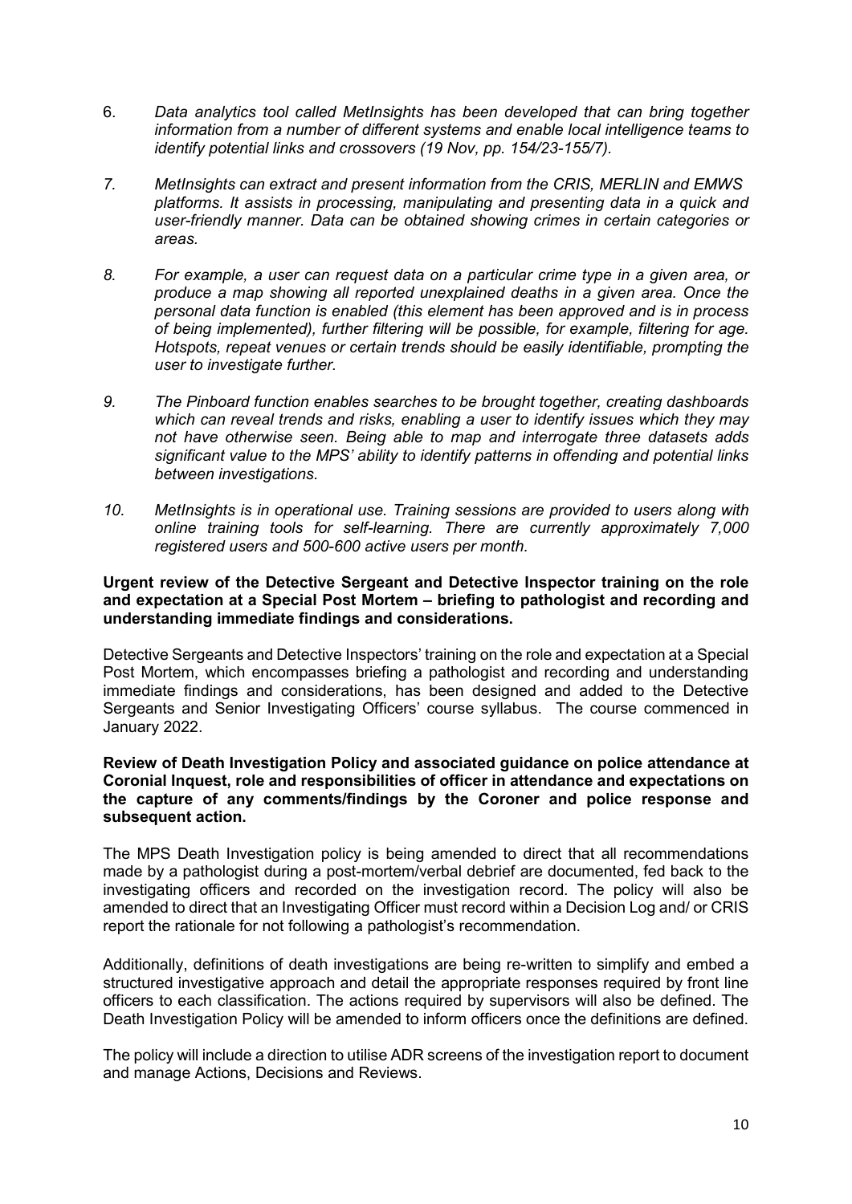6. *Data analytics tool called MetInsights has been developed that can bring together information from a number of different systems and enable local intelligence teams to identify potential links and crossovers (19 Nov, pp. 154/23-155/7).*

7. *MetInsights can extract and present information from the CRIS, MERLIN and EMWS platforms. It assists in processing, manipulating and presenting data in a quick and user-friendly manner. Data can be obtained showing crimes in certain categories or areas.*

8. *For example, a user can request data on a particular crime type in a given area, or produce a map showing all reported unexplained deaths in a given area. Once the personal data function is enabled (this element has been approved and is in process of being implemented), further filtering will be possible, for example, filtering for age. Hotspots, repeat venues or certain trends should be easily identifiable, prompting the user to investigate further.*

9. *The Pinboard function enables searches to be brought together, creating dashboards which can reveal trends and risks, enabling a user to identify issues which they may not have otherwise seen. Being able to map and interrogate three datasets adds significant value to the MPS' ability to identify patterns in offending and potential links between investigations.*

10. *MetInsights is in operational use. Training sessions are provided to users along with online training tools for self-learning. There are currently approximately 7,000 registered users and 500-600 active users per month.*

**Urgent review of the Detective Sergeant and Detective Inspector training on the role and expectation at a Special Post Mortem – briefing to pathologist and recording and understanding immediate findings and considerations.**

Detective Sergeants and Detective Inspectors' training on the role and expectation at a Special Post Mortem, which encompasses briefing a pathologist and recording and understanding immediate findings and considerations, has been designed and added to the Detective Sergeants and Senior Investigating Officers' course syllabus. The course commenced in January 2022.

**Review of Death Investigation Policy and associated guidance on police attendance at Coronial Inquest, role and responsibilities of officer in attendance and expectations on the capture of any comments/findings by the Coroner and police response and subsequent action.**

The MPS Death Investigation policy is being amended to direct that all recommendations made by a pathologist during a post-mortem/verbal debrief are documented, fed back to the investigating officers and recorded on the investigation record. The policy will also be amended to direct that an Investigating Officer must record within a Decision Log and/ or CRIS report the rationale for not following a pathologist's recommendation.

Additionally, definitions of death investigations are being re-written to simplify and embed a structured investigative approach and detail the appropriate responses required by front line officers to each classification. The actions required by supervisors will also be defined. The Death Investigation Policy will be amended to inform officers once the definitions are defined.

The policy will include a direction to utilise ADR screens of the investigation report to document and manage Actions, Decisions and Reviews.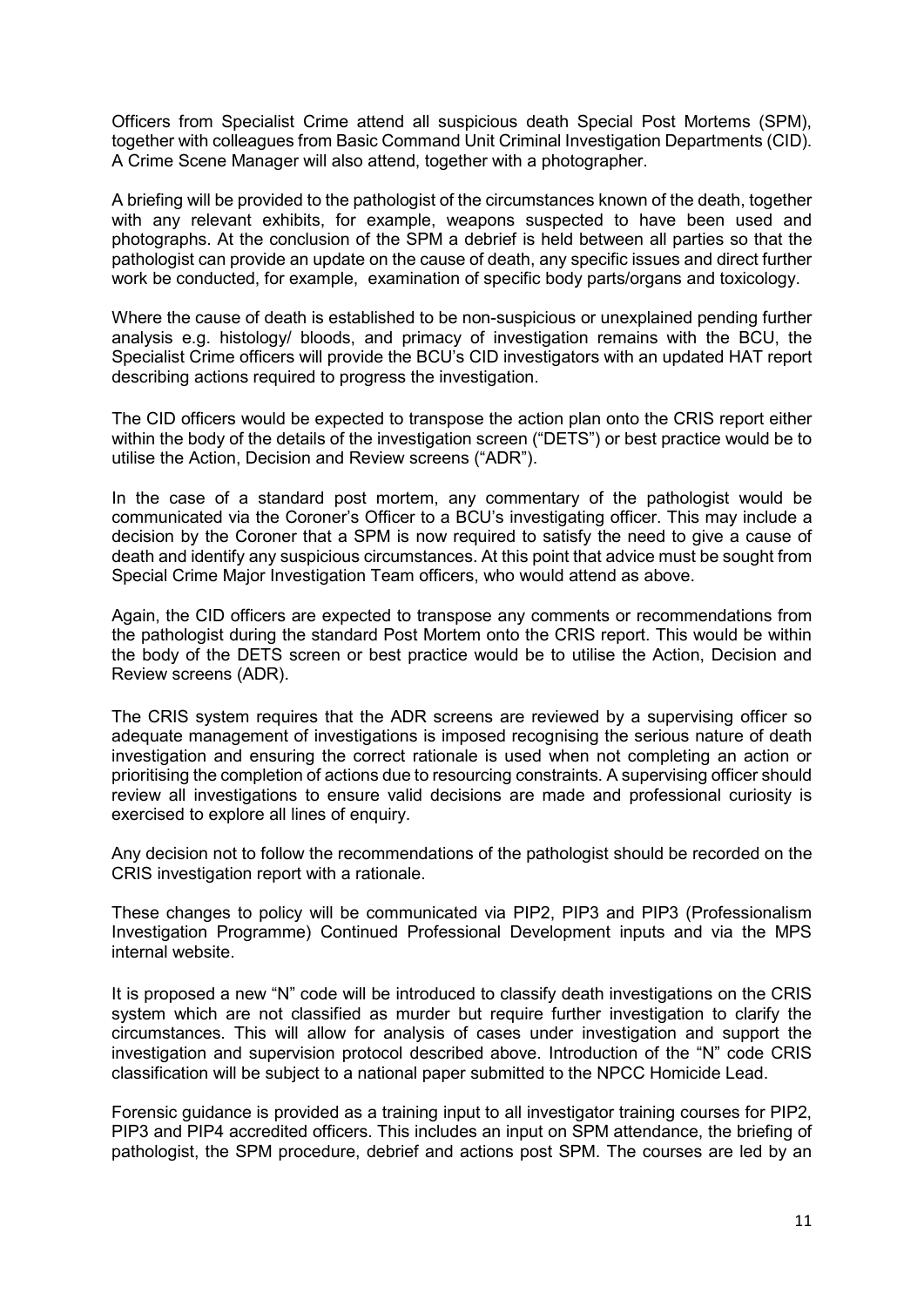Officers from Specialist Crime attend all suspicious death Special Post Mortems (SPM), together with colleagues from Basic Command Unit Criminal Investigation Departments (CID). A Crime Scene Manager will also attend, together with a photographer.

A briefing will be provided to the pathologist of the circumstances known of the death, together with any relevant exhibits, for example, weapons suspected to have been used and photographs. At the conclusion of the SPM a debrief is held between all parties so that the pathologist can provide an update on the cause of death, any specific issues and direct further work be conducted, for example, examination of specific body parts/organs and toxicology.

Where the cause of death is established to be non-suspicious or unexplained pending further analysis e.g. histology/ bloods, and primacy of investigation remains with the BCU, the Specialist Crime officers will provide the BCU's CID investigators with an updated HAT report describing actions required to progress the investigation.

The CID officers would be expected to transpose the action plan onto the CRIS report either within the body of the details of the investigation screen ("DETS") or best practice would be to utilise the Action, Decision and Review screens ("ADR").

In the case of a standard post mortem, any commentary of the pathologist would be communicated via the Coroner's Officer to a BCU's investigating officer. This may include a decision by the Coroner that a SPM is now required to satisfy the need to give a cause of death and identify any suspicious circumstances. At this point that advice must be sought from Special Crime Major Investigation Team officers, who would attend as above.

Again, the CID officers are expected to transpose any comments or recommendations from the pathologist during the standard Post Mortem onto the CRIS report. This would be within the body of the DETS screen or best practice would be to utilise the Action, Decision and Review screens (ADR).

The CRIS system requires that the ADR screens are reviewed by a supervising officer so adequate management of investigations is imposed recognising the serious nature of death investigation and ensuring the correct rationale is used when not completing an action or prioritising the completion of actions due to resourcing constraints. A supervising officer should review all investigations to ensure valid decisions are made and professional curiosity is exercised to explore all lines of enquiry.

Any decision not to follow the recommendations of the pathologist should be recorded on the CRIS investigation report with a rationale.

These changes to policy will be communicated via PIP2, PIP3 and PIP3 (Professionalism Investigation Programme) Continued Professional Development inputs and via the MPS internal website.

It is proposed a new "N" code will be introduced to classify death investigations on the CRIS system which are not classified as murder but require further investigation to clarify the circumstances. This will allow for analysis of cases under investigation and support the investigation and supervision protocol described above. Introduction of the "N" code CRIS classification will be subject to a national paper submitted to the NPCC Homicide Lead.

Forensic guidance is provided as a training input to all investigator training courses for PIP2, PIP3 and PIP4 accredited officers. This includes an input on SPM attendance, the briefing of pathologist, the SPM procedure, debrief and actions post SPM. The courses are led by an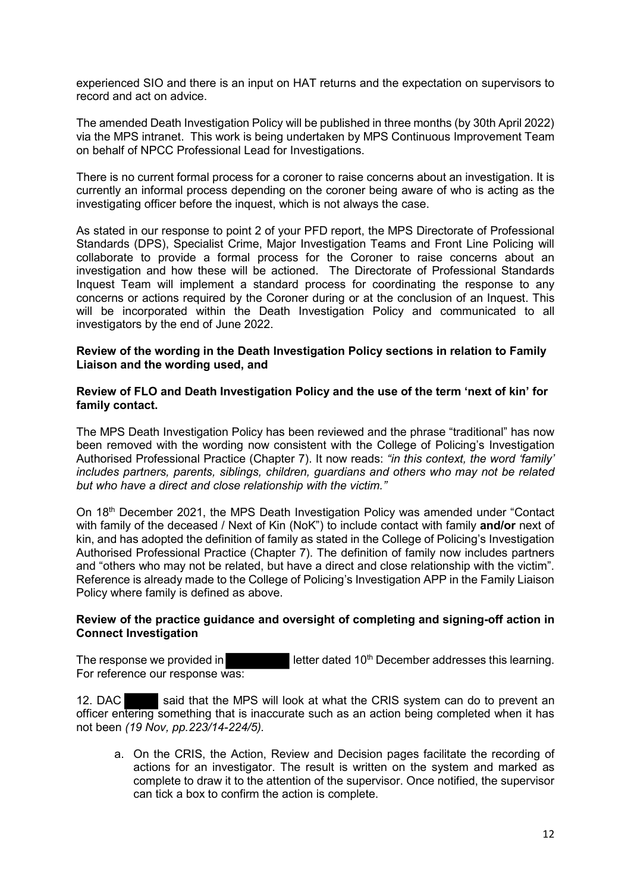experienced SIO and there is an input on HAT returns and the expectation on supervisors to record and act on advice.

The amended Death Investigation Policy will be published in three months (by 30th April 2022) via the MPS intranet. This work is being undertaken by MPS Continuous Improvement Team on behalf of NPCC Professional Lead for Investigations.

There is no current formal process for a coroner to raise concerns about an investigation. It is currently an informal process depending on the coroner being aware of who is acting as the investigating officer before the inquest, which is not always the case.

As stated in our response to point 2 of your PFD report, the MPS Directorate of Professional Standards (DPS), Specialist Crime, Major Investigation Teams and Front Line Policing will collaborate to provide a formal process for the Coroner to raise concerns about an investigation and how these will be actioned. The Directorate of Professional Standards Inquest Team will implement a standard process for coordinating the response to any concerns or actions required by the Coroner during or at the conclusion of an Inquest. This will be incorporated within the Death Investigation Policy and communicated to all investigators by the end of June 2022.

**Review of the wording in the Death Investigation Policy sections in relation to Family Liaison and the wording used, and**

**Review of FLO and Death Investigation Policy and the use of the term 'next of kin' for family contact.**

The MPS Death Investigation Policy has been reviewed and the phrase "traditional" has now been removed with the wording now consistent with the College of Policing's Investigation Authorised Professional Practice (Chapter 7). It now reads: *"in this context, the word 'family' includes partners, parents, siblings, children, guardians and others who may not be related but who have a direct and close relationship with the victim."*

On 18th December 2021, the MPS Death Investigation Policy was amended under "Contact with family of the deceased / Next of Kin (NoK") to include contact with family **and/or** next of kin, and has adopted the definition of family as stated in the College of Policing's Investigation Authorised Professional Practice (Chapter 7). The definition of family now includes partners and "others who may not be related, but have a direct and close relationship with the victim". Reference is already made to the College of Policing's Investigation APP in the Family Liaison Policy where family is defined as above.

**Review of the practice guidance and oversight of completing and signing-off action in Connect Investigation**

The response we provided in [REDACTED] letter dated 10th December addresses this learning. For reference our response was:

12. DAC [REDACTED] said that the MPS will look at what the CRIS system can do to prevent an officer entering something that is inaccurate such as an action being completed when it has not been *(19 Nov, pp.223/14-224/5).*

a. On the CRIS, the Action, Review and Decision pages facilitate the recording of actions for an investigator. The result is written on the system and marked as complete to draw it to the attention of the supervisor. Once notified, the supervisor can tick a box to confirm the action is complete.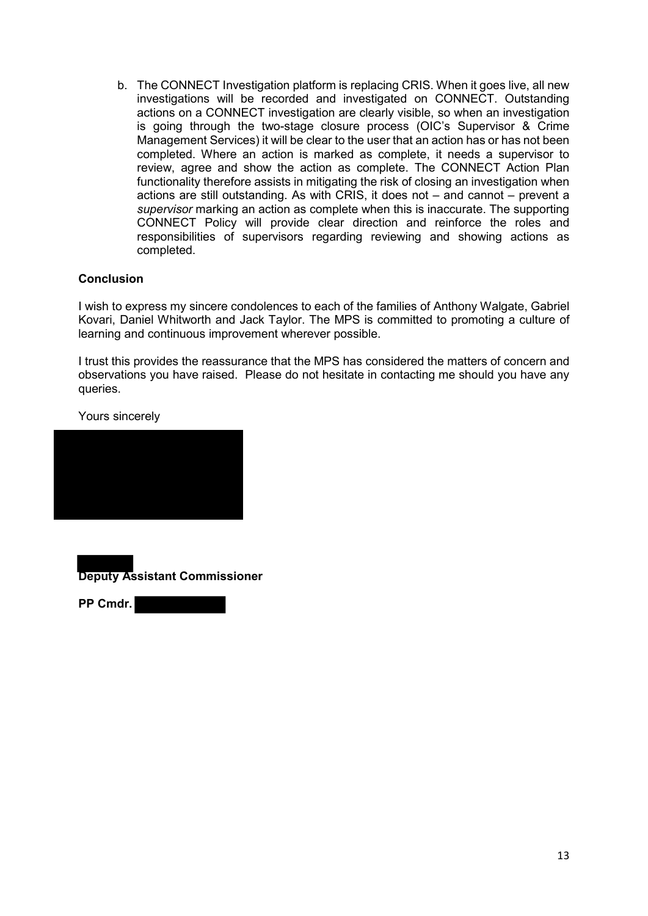b. The CONNECT Investigation platform is replacing CRIS. When it goes live, all new investigations will be recorded and investigated on CONNECT. Outstanding actions on a CONNECT investigation are clearly visible, so when an investigation is going through the two-stage closure process (OIC's Supervisor & Crime Management Services) it will be clear to the user that an action has or has not been completed. Where an action is marked as complete, it needs a supervisor to review, agree and show the action as complete. The CONNECT Action Plan functionality therefore assists in mitigating the risk of closing an investigation when actions are still outstanding. As with CRIS, it does not – and cannot – prevent a *supervisor* marking an action as complete when this is inaccurate. The supporting CONNECT Policy will provide clear direction and reinforce the roles and responsibilities of supervisors regarding reviewing and showing actions as completed.

**Conclusion**

I wish to express my sincere condolences to each of the families of Anthony Walgate, Gabriel Kovari, Daniel Whitworth and Jack Taylor. The MPS is committed to promoting a culture of learning and continuous improvement wherever possible.

I trust this provides the reassurance that the MPS has considered the matters of concern and observations you have raised. Please do not hesitate in contacting me should you have any queries.

Yours sincerely

**Deputy Assistant Commissioner**

**PP Cmdr.**